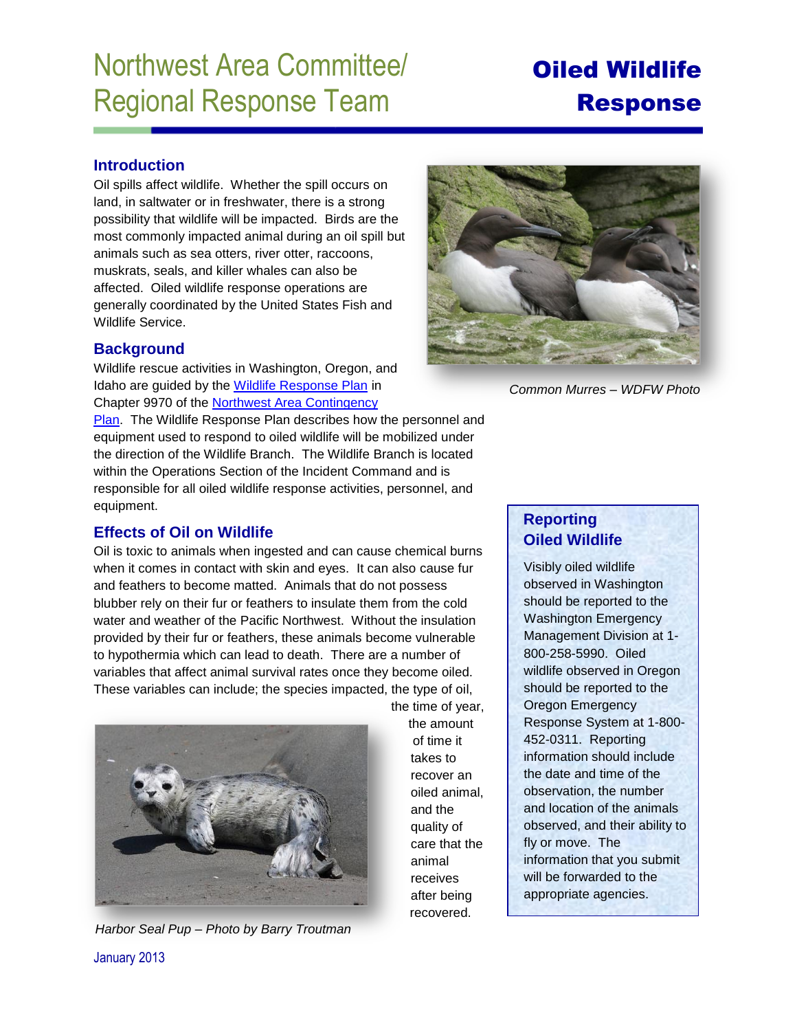# Northwest Area Committee/ Regional Response Team

# Oiled Wildlife Response

## Introduction

Oil spills affect wildlife. Whether the spill occurs on land, in saltwater or in freshwater, there is a strong possibility that wildlife will be impacted. Birds are the most commonly impacted animal during an oil spill but animals such as sea otters, river otter, raccoons, muskrats, seals, and killer whales can also be affected. Oiled wildlife response operations are generally coordinated by the United States Fish and Wildlife Service.

*Common Murres – WDFW Photo*

## Background

Wildlife rescue activities in Washington, Oregon, and Idaho are guided by the [Wildlife Response Plan] in Chapter 9970 of the [Northwest Area Contingency Plan]. The Wildlife Response Plan describes how the personnel and equipment used to respond to oiled wildlife will be mobilized under the direction of the Wildlife Branch. The Wildlife Branch is located within the Operations Section of the Incident Command and is responsible for all oiled wildlife response activities, personnel, and equipment.

## Effects of Oil on Wildlife

Oil is toxic to animals when ingested and can cause chemical burns when it comes in contact with skin and eyes. It can also cause fur and feathers to become matted. Animals that do not possess blubber rely on their fur or feathers to insulate them from the cold water and weather of the Pacific Northwest. Without the insulation provided by their fur or feathers, these animals become vulnerable to hypothermia which can lead to death. There are a number of variables that affect animal survival rates once they become oiled. These variables can include; the species impacted, the type of oil, the time of year, the amount of time it takes to recover an oiled animal, and the quality of care that the animal receives after being recovered.

*Harbor Seal Pup – Photo by Barry Troutman*

## Reporting Oiled Wildlife

Visibly oiled wildlife observed in Washington should be reported to the Washington Emergency Management Division at 1-800-258-5990. Oiled wildlife observed in Oregon should be reported to the Oregon Emergency Response System at 1-800-452-0311. Reporting information should include the date and time of the observation, the number and location of the animals observed, and their ability to fly or move. The information that you submit will be forwarded to the appropriate agencies.

January 2013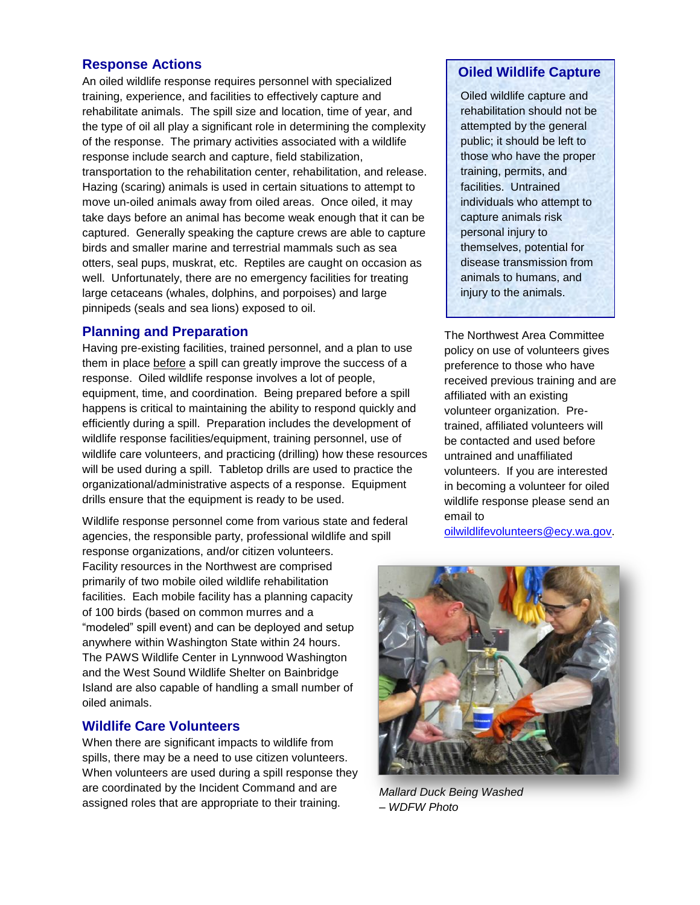## Response Actions

An oiled wildlife response requires personnel with specialized training, experience, and facilities to effectively capture and rehabilitate animals. The spill size and location, time of year, and the type of oil all play a significant role in determining the complexity of the response. The primary activities associated with a wildlife response include search and capture, field stabilization, transportation to the rehabilitation center, rehabilitation, and release. Hazing (scaring) animals is used in certain situations to attempt to move un-oiled animals away from oiled areas. Once oiled, it may take days before an animal has become weak enough that it can be captured. Generally speaking the capture crews are able to capture birds and smaller marine and terrestrial mammals such as sea otters, seal pups, muskrat, etc. Reptiles are caught on occasion as well. Unfortunately, there are no emergency facilities for treating large cetaceans (whales, dolphins, and porpoises) and large pinnipeds (seals and sea lions) exposed to oil.

## Planning and Preparation

Having pre-existing facilities, trained personnel, and a plan to use them in place before a spill can greatly improve the success of a response. Oiled wildlife response involves a lot of people, equipment, time, and coordination. Being prepared before a spill happens is critical to maintaining the ability to respond quickly and efficiently during a spill. Preparation includes the development of wildlife response facilities/equipment, training personnel, use of wildlife care volunteers, and practicing (drilling) how these resources will be used during a spill. Tabletop drills are used to practice the organizational/administrative aspects of a response. Equipment drills ensure that the equipment is ready to be used.

Wildlife response personnel come from various state and federal agencies, the responsible party, professional wildlife and spill response organizations, and/or citizen volunteers. Facility resources in the Northwest are comprised primarily of two mobile oiled wildlife rehabilitation facilities. Each mobile facility has a planning capacity of 100 birds (based on common murres and a "modeled" spill event) and can be deployed and setup anywhere within Washington State within 24 hours. The PAWS Wildlife Center in Lynnwood Washington and the West Sound Wildlife Shelter on Bainbridge Island are also capable of handling a small number of oiled animals.

## Wildlife Care Volunteers

When there are significant impacts to wildlife from spills, there may be a need to use citizen volunteers. When volunteers are used during a spill response they are coordinated by the Incident Command and are assigned roles that are appropriate to their training.

### Oiled Wildlife Capture

Oiled wildlife capture and rehabilitation should not be attempted by the general public; it should be left to those who have the proper training, permits, and facilities. Untrained individuals who attempt to capture animals risk personal injury to themselves, potential for disease transmission from animals to humans, and injury to the animals.

The Northwest Area Committee policy on use of volunteers gives preference to those who have received previous training and are affiliated with an existing volunteer organization. Pre-trained, affiliated volunteers will be contacted and used before untrained and unaffiliated volunteers. If you are interested in becoming a volunteer for oiled wildlife response please send an email to oilwildlifevolunteers@ecy.wa.gov.

*Mallard Duck Being Washed – WDFW Photo*